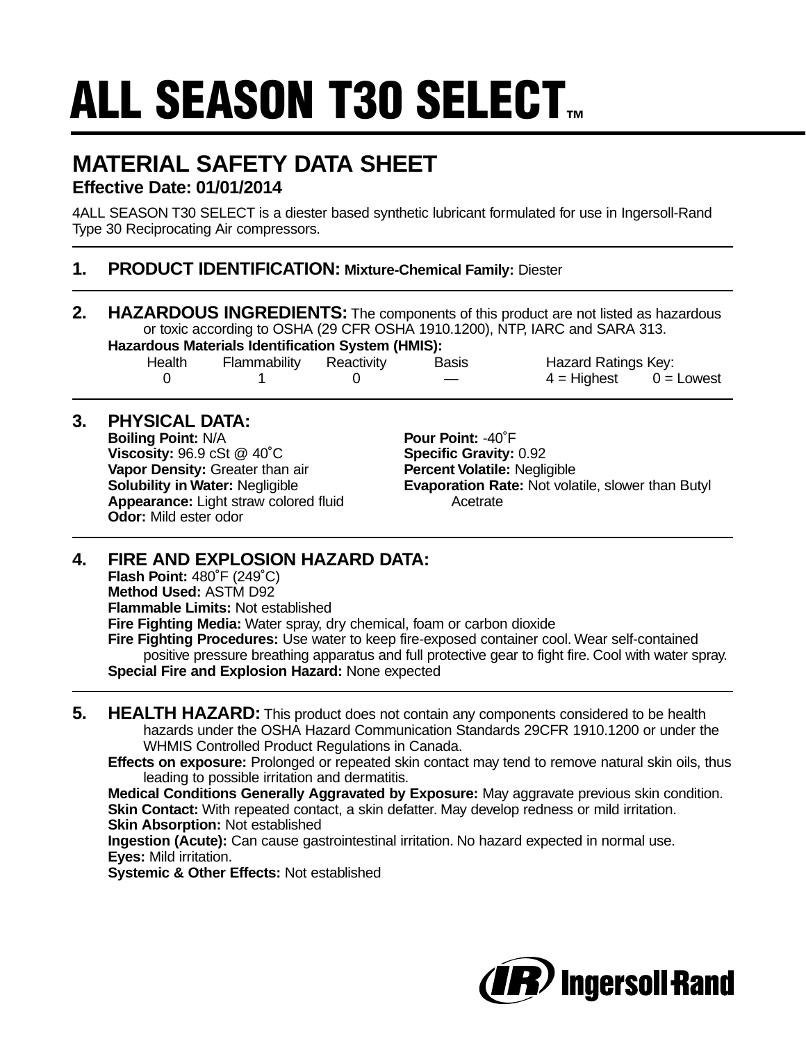# ALL SEASON T30 SELECT™

## MATERIAL SAFETY DATA SHEET

**Effective Date: 01/01/2014**

4ALL SEASON T30 SELECT is a diester based synthetic lubricant formulated for use in Ingersoll-Rand Type 30 Reciprocating Air compressors.

### 1. PRODUCT IDENTIFICATION: **Mixture-Chemical Family:** Diester

### 2. HAZARDOUS INGREDIENTS: The components of this product are not listed as hazardous or toxic according to OSHA (29 CFR OSHA 1910.1200), NTP, IARC and SARA 313.

**Hazardous Materials Identification System (HMIS):**

| Health | Flammability | Reactivity | Basis | Hazard Ratings Key: |
|---|---|---|---|---|
| 0 | 1 | 0 | — | 4 = Highest 0 = Lowest |

### 3. PHYSICAL DATA:

**Boiling Point:** N/A
**Viscosity:** 96.9 cSt @ 40˚C
**Vapor Density:** Greater than air
**Solubility in Water:** Negligible
**Appearance:** Light straw colored fluid
**Odor:** Mild ester odor
**Pour Point:** -40˚F
**Specific Gravity:** 0.92
**Percent Volatile:** Negligible
**Evaporation Rate:** Not volatile, slower than Butyl Acetrate

### 4. FIRE AND EXPLOSION HAZARD DATA:

**Flash Point:** 480˚F (249˚C)
**Method Used:** ASTM D92
**Flammable Limits:** Not established
**Fire Fighting Media:** Water spray, dry chemical, foam or carbon dioxide
**Fire Fighting Procedures:** Use water to keep fire-exposed container cool. Wear self-contained positive pressure breathing apparatus and full protective gear to fight fire. Cool with water spray.
**Special Fire and Explosion Hazard:** None expected

### 5. HEALTH HAZARD: This product does not contain any components considered to be health hazards under the OSHA Hazard Communication Standards 29CFR 1910.1200 or under the WHMIS Controlled Product Regulations in Canada.

**Effects on exposure:** Prolonged or repeated skin contact may tend to remove natural skin oils, thus leading to possible irritation and dermatitis.
**Medical Conditions Generally Aggravated by Exposure:** May aggravate previous skin condition.
**Skin Contact:** With repeated contact, a skin defatter. May develop redness or mild irritation.
**Skin Absorption:** Not established
**Ingestion (Acute):** Can cause gastrointestinal irritation. No hazard expected in normal use.
**Eyes:** Mild irritation.
**Systemic & Other Effects:** Not established

IR Ingersoll Rand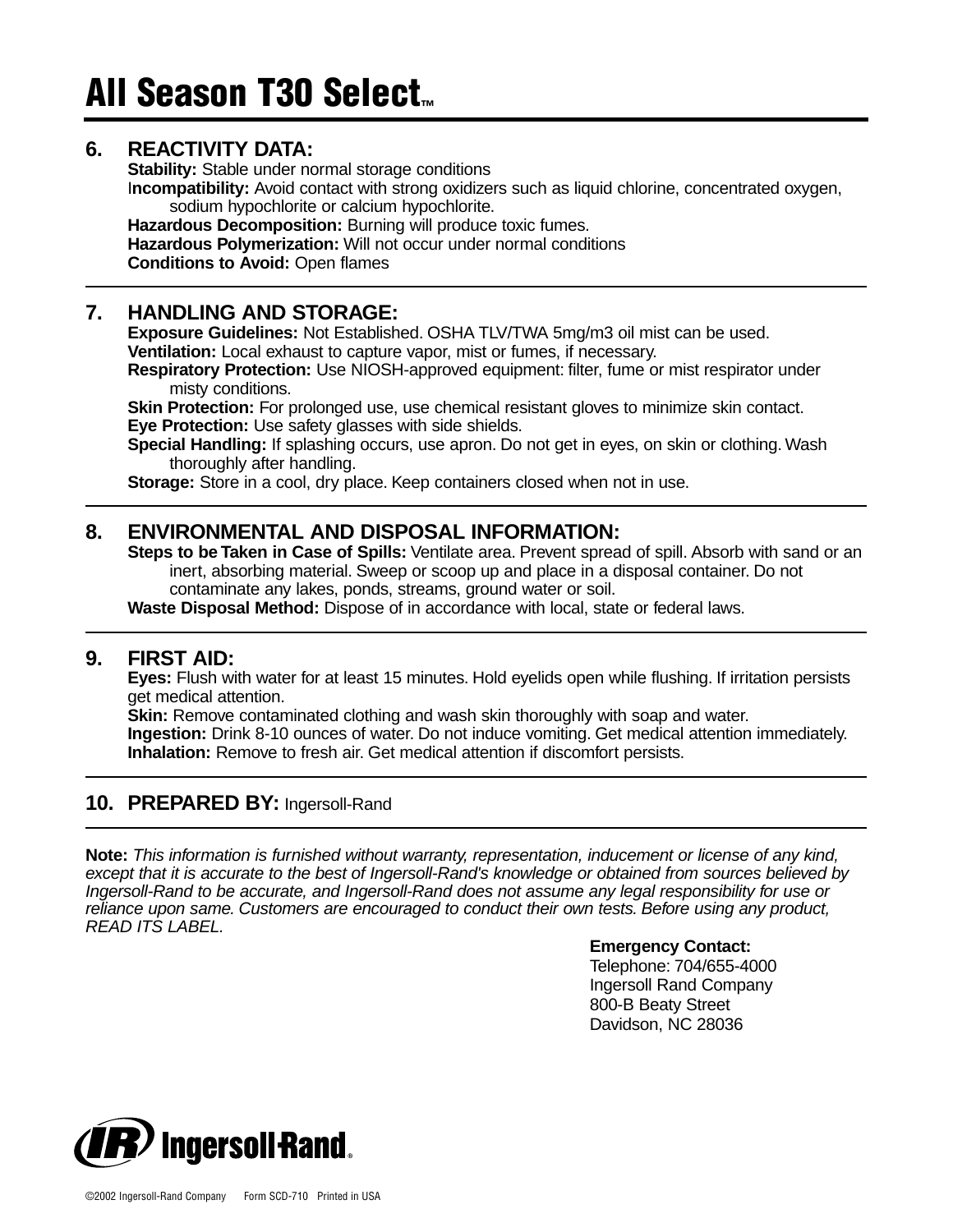# All Season T30 Select™

## 6. REACTIVITY DATA:

**Stability:** Stable under normal storage conditions

**Incompatibility:** Avoid contact with strong oxidizers such as liquid chlorine, concentrated oxygen, sodium hypochlorite or calcium hypochlorite.

**Hazardous Decomposition:** Burning will produce toxic fumes.

**Hazardous Polymerization:** Will not occur under normal conditions

**Conditions to Avoid:** Open flames

## 7. HANDLING AND STORAGE:

**Exposure Guidelines:** Not Established. OSHA TLV/TWA 5mg/m3 oil mist can be used.

**Ventilation:** Local exhaust to capture vapor, mist or fumes, if necessary.

**Respiratory Protection:** Use NIOSH-approved equipment: filter, fume or mist respirator under misty conditions.

**Skin Protection:** For prolonged use, use chemical resistant gloves to minimize skin contact.

**Eye Protection:** Use safety glasses with side shields.

**Special Handling:** If splashing occurs, use apron. Do not get in eyes, on skin or clothing. Wash thoroughly after handling.

**Storage:** Store in a cool, dry place. Keep containers closed when not in use.

## 8. ENVIRONMENTAL AND DISPOSAL INFORMATION:

**Steps to be Taken in Case of Spills:** Ventilate area. Prevent spread of spill. Absorb with sand or an inert, absorbing material. Sweep or scoop up and place in a disposal container. Do not contaminate any lakes, ponds, streams, ground water or soil.

**Waste Disposal Method:** Dispose of in accordance with local, state or federal laws.

## 9. FIRST AID:

**Eyes:** Flush with water for at least 15 minutes. Hold eyelids open while flushing. If irritation persists get medical attention.

**Skin:** Remove contaminated clothing and wash skin thoroughly with soap and water.

**Ingestion:** Drink 8-10 ounces of water. Do not induce vomiting. Get medical attention immediately.

**Inhalation:** Remove to fresh air. Get medical attention if discomfort persists.

## 10. PREPARED BY: Ingersoll-Rand

**Note:** *This information is furnished without warranty, representation, inducement or license of any kind, except that it is accurate to the best of Ingersoll-Rand's knowledge or obtained from sources believed by Ingersoll-Rand to be accurate, and Ingersoll-Rand does not assume any legal responsibility for use or reliance upon same. Customers are encouraged to conduct their own tests. Before using any product, READ ITS LABEL.*

**Emergency Contact:**
Telephone: 704/655-4000
Ingersoll Rand Company
800-B Beaty Street
Davidson, NC 28036

IR Ingersoll-Rand®

©2002 Ingersoll-Rand Company Form SCD-710 Printed in USA